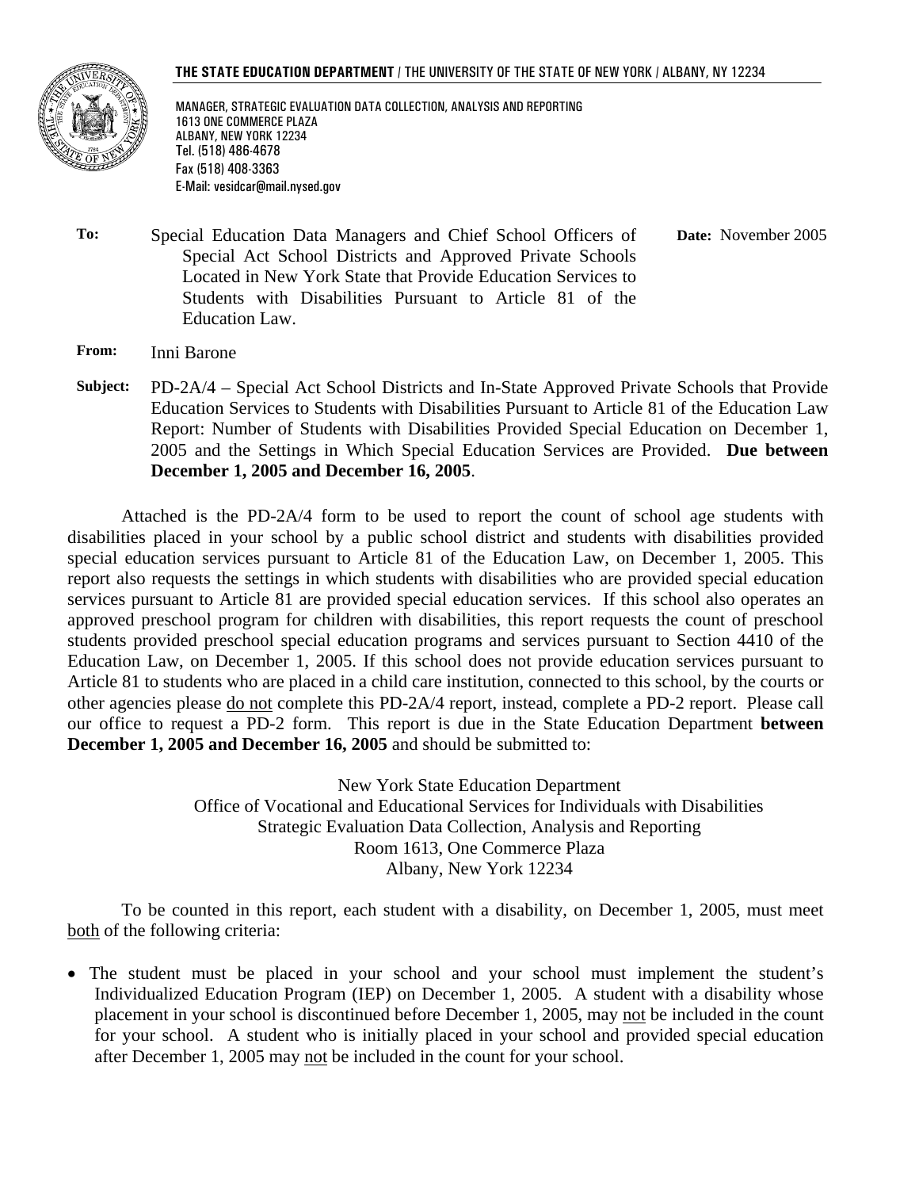**THE STATE EDUCATION DEPARTMENT** / THE UNIVERSITY OF THE STATE OF NEW YORK / ALBANY, NY 12234

MANAGER, STRATEGIC EVALUATION DATA COLLECTION, ANALYSIS AND REPORTING
1613 ONE COMMERCE PLAZA
ALBANY, NEW YORK 12234
Tel. (518) 486-4678
Fax (518) 408-3363
E-Mail: vesidcar@mail.nysed.gov

**To:** Special Education Data Managers and Chief School Officers of Special Act School Districts and Approved Private Schools Located in New York State that Provide Education Services to Students with Disabilities Pursuant to Article 81 of the Education Law.

**Date:** November 2005

**From:** Inni Barone

**Subject:** PD-2A/4 – Special Act School Districts and In-State Approved Private Schools that Provide Education Services to Students with Disabilities Pursuant to Article 81 of the Education Law Report: Number of Students with Disabilities Provided Special Education on December 1, 2005 and the Settings in Which Special Education Services are Provided. **Due between December 1, 2005 and December 16, 2005**.

Attached is the PD-2A/4 form to be used to report the count of school age students with disabilities placed in your school by a public school district and students with disabilities provided special education services pursuant to Article 81 of the Education Law, on December 1, 2005. This report also requests the settings in which students with disabilities who are provided special education services pursuant to Article 81 are provided special education services. If this school also operates an approved preschool program for children with disabilities, this report requests the count of preschool students provided preschool special education programs and services pursuant to Section 4410 of the Education Law, on December 1, 2005. If this school does not provide education services pursuant to Article 81 to students who are placed in a child care institution, connected to this school, by the courts or other agencies please do not complete this PD-2A/4 report, instead, complete a PD-2 report. Please call our office to request a PD-2 form. This report is due in the State Education Department **between December 1, 2005 and December 16, 2005** and should be submitted to:

New York State Education Department
Office of Vocational and Educational Services for Individuals with Disabilities
Strategic Evaluation Data Collection, Analysis and Reporting
Room 1613, One Commerce Plaza
Albany, New York 12234

To be counted in this report, each student with a disability, on December 1, 2005, must meet both of the following criteria:

- The student must be placed in your school and your school must implement the student's Individualized Education Program (IEP) on December 1, 2005. A student with a disability whose placement in your school is discontinued before December 1, 2005, may not be included in the count for your school. A student who is initially placed in your school and provided special education after December 1, 2005 may not be included in the count for your school.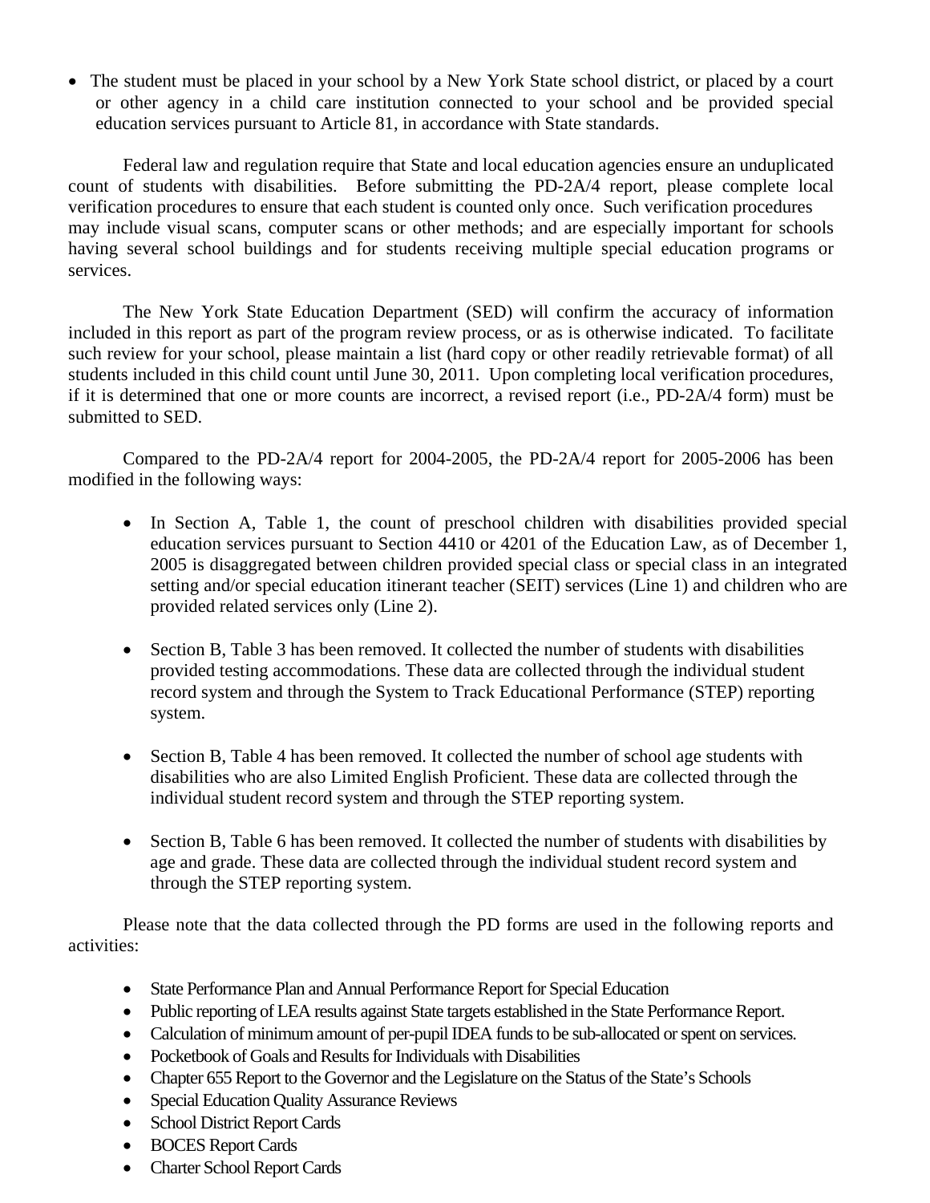- The student must be placed in your school by a New York State school district, or placed by a court or other agency in a child care institution connected to your school and be provided special education services pursuant to Article 81, in accordance with State standards.

Federal law and regulation require that State and local education agencies ensure an unduplicated count of students with disabilities. Before submitting the PD-2A/4 report, please complete local verification procedures to ensure that each student is counted only once. Such verification procedures may include visual scans, computer scans or other methods; and are especially important for schools having several school buildings and for students receiving multiple special education programs or services.

The New York State Education Department (SED) will confirm the accuracy of information included in this report as part of the program review process, or as is otherwise indicated. To facilitate such review for your school, please maintain a list (hard copy or other readily retrievable format) of all students included in this child count until June 30, 2011. Upon completing local verification procedures, if it is determined that one or more counts are incorrect, a revised report (i.e., PD-2A/4 form) must be submitted to SED.

Compared to the PD-2A/4 report for 2004-2005, the PD-2A/4 report for 2005-2006 has been modified in the following ways:

- In Section A, Table 1, the count of preschool children with disabilities provided special education services pursuant to Section 4410 or 4201 of the Education Law, as of December 1, 2005 is disaggregated between children provided special class or special class in an integrated setting and/or special education itinerant teacher (SEIT) services (Line 1) and children who are provided related services only (Line 2).

- Section B, Table 3 has been removed. It collected the number of students with disabilities provided testing accommodations. These data are collected through the individual student record system and through the System to Track Educational Performance (STEP) reporting system.

- Section B, Table 4 has been removed. It collected the number of school age students with disabilities who are also Limited English Proficient. These data are collected through the individual student record system and through the STEP reporting system.

- Section B, Table 6 has been removed. It collected the number of students with disabilities by age and grade. These data are collected through the individual student record system and through the STEP reporting system.

Please note that the data collected through the PD forms are used in the following reports and activities:

- State Performance Plan and Annual Performance Report for Special Education
- Public reporting of LEA results against State targets established in the State Performance Report.
- Calculation of minimum amount of per-pupil IDEA funds to be sub-allocated or spent on services.
- Pocketbook of Goals and Results for Individuals with Disabilities
- Chapter 655 Report to the Governor and the Legislature on the Status of the State's Schools
- Special Education Quality Assurance Reviews
- School District Report Cards
- BOCES Report Cards
- Charter School Report Cards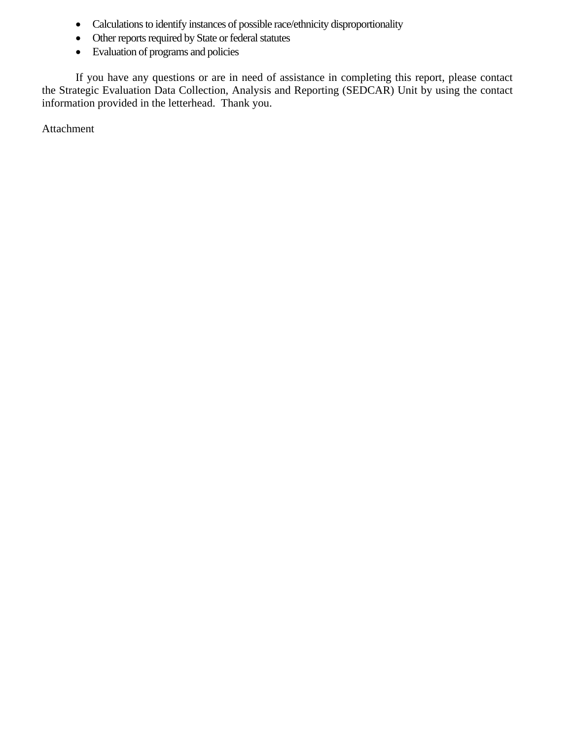- Calculations to identify instances of possible race/ethnicity disproportionality
- Other reports required by State or federal statutes
- Evaluation of programs and policies

If you have any questions or are in need of assistance in completing this report, please contact the Strategic Evaluation Data Collection, Analysis and Reporting (SEDCAR) Unit by using the contact information provided in the letterhead. Thank you.

Attachment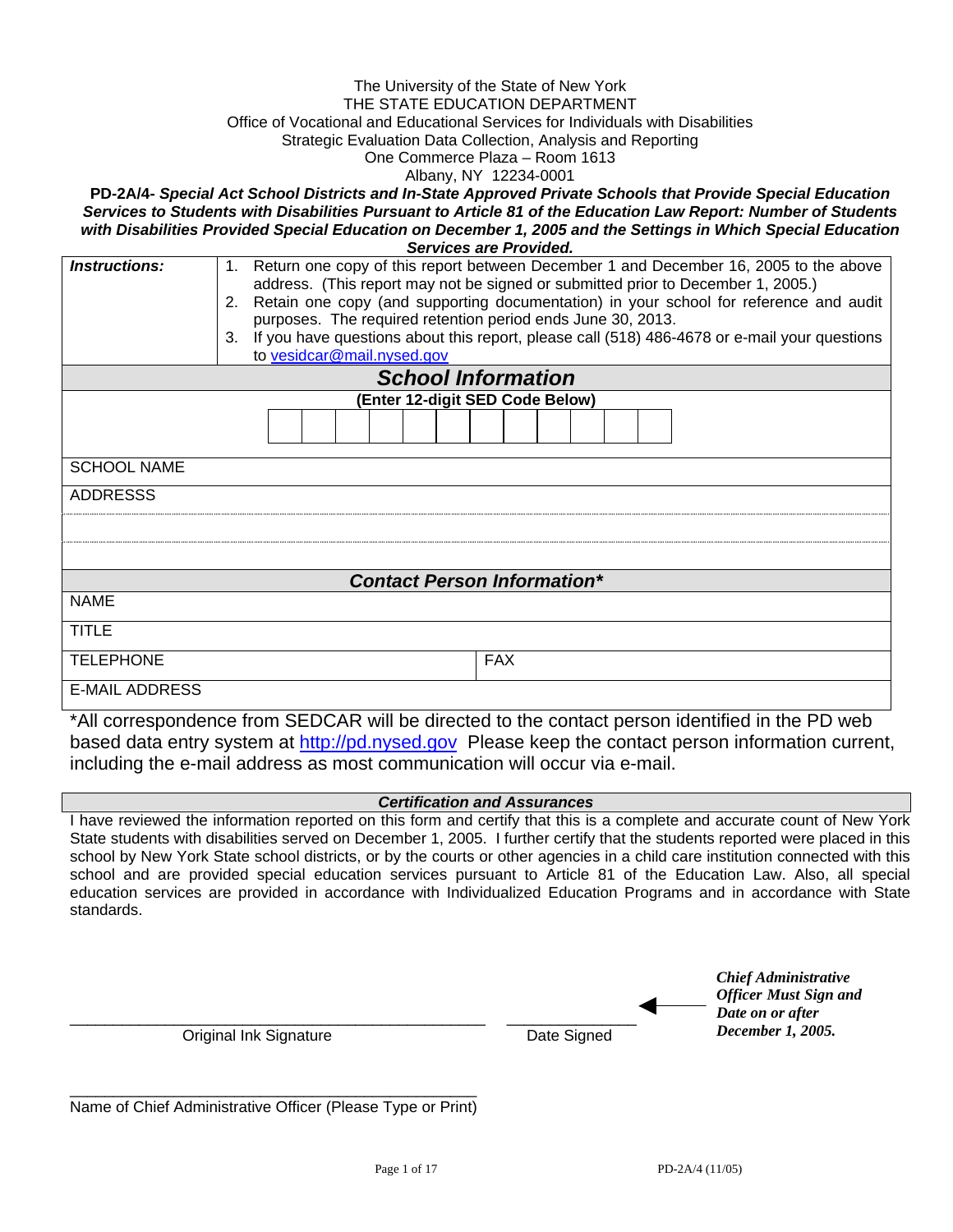The University of the State of New York
THE STATE EDUCATION DEPARTMENT
Office of Vocational and Educational Services for Individuals with Disabilities
Strategic Evaluation Data Collection, Analysis and Reporting
One Commerce Plaza – Room 1613
Albany, NY 12234-0001

**PD-2A/4-** ***Special Act School Districts and In-State Approved Private Schools that Provide Special Education Services to Students with Disabilities Pursuant to Article 81 of the Education Law Report: Number of Students with Disabilities Provided Special Education on December 1, 2005 and the Settings in Which Special Education Services are Provided.***

| | |
|---|---|
| ***Instructions:*** | 1. Return one copy of this report between December 1 and December 16, 2005 to the above address. (This report may not be signed or submitted prior to December 1, 2005.)<br>2. Retain one copy (and supporting documentation) in your school for reference and audit purposes. The required retention period ends June 30, 2013.<br>3. If you have questions about this report, please call (518) 486-4678 or e-mail your questions to vesidcar@mail.nysed.gov |

## *School Information*

**(Enter 12-digit SED Code Below)**

| | | | | | | | | | | | |
|---|---|---|---|---|---|---|---|---|---|---|---|
| | | | | | | | | | | | |

SCHOOL NAME

ADDRESSS

## *Contact Person Information**

NAME

TITLE

| | |
|---|---|
| TELEPHONE | FAX |

E-MAIL ADDRESS

*All correspondence from SEDCAR will be directed to the contact person identified in the PD web based data entry system at http://pd.nysed.gov Please keep the contact person information current, including the e-mail address as most communication will occur via e-mail.

### *Certification and Assurances*

I have reviewed the information reported on this form and certify that this is a complete and accurate count of New York State students with disabilities served on December 1, 2005. I further certify that the students reported were placed in this school by New York State school districts, or by the courts or other agencies in a child care institution connected with this school and are provided special education services pursuant to Article 81 of the Education Law. Also, all special education services are provided in accordance with Individualized Education Programs and in accordance with State standards.

_______________________________________________ Original Ink Signature

_______________ Date Signed

***Chief Administrative Officer Must Sign and Date on or after December 1, 2005.***

_______________________________________________ Name of Chief Administrative Officer (Please Type or Print)

PD-2A/4 (11/05)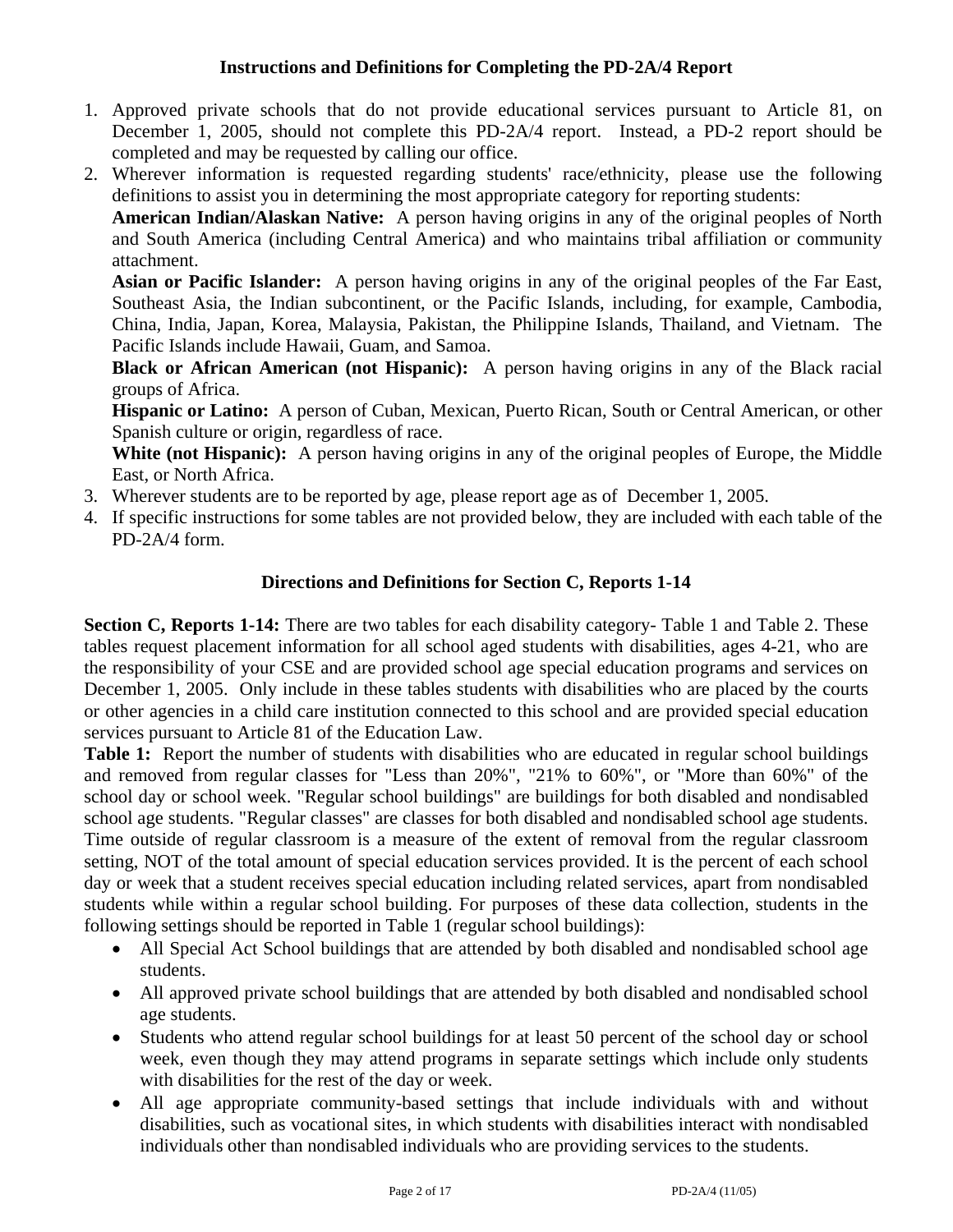## Instructions and Definitions for Completing the PD-2A/4 Report

1. Approved private schools that do not provide educational services pursuant to Article 81, on December 1, 2005, should not complete this PD-2A/4 report. Instead, a PD-2 report should be completed and may be requested by calling our office.
2. Wherever information is requested regarding students' race/ethnicity, please use the following definitions to assist you in determining the most appropriate category for reporting students:

   **American Indian/Alaskan Native:** A person having origins in any of the original peoples of North and South America (including Central America) and who maintains tribal affiliation or community attachment.

   **Asian or Pacific Islander:** A person having origins in any of the original peoples of the Far East, Southeast Asia, the Indian subcontinent, or the Pacific Islands, including, for example, Cambodia, China, India, Japan, Korea, Malaysia, Pakistan, the Philippine Islands, Thailand, and Vietnam. The Pacific Islands include Hawaii, Guam, and Samoa.

   **Black or African American (not Hispanic):** A person having origins in any of the Black racial groups of Africa.

   **Hispanic or Latino:** A person of Cuban, Mexican, Puerto Rican, South or Central American, or other Spanish culture or origin, regardless of race.

   **White (not Hispanic):** A person having origins in any of the original peoples of Europe, the Middle East, or North Africa.
3. Wherever students are to be reported by age, please report age as of December 1, 2005.
4. If specific instructions for some tables are not provided below, they are included with each table of the PD-2A/4 form.

## Directions and Definitions for Section C, Reports 1-14

**Section C, Reports 1-14:** There are two tables for each disability category- Table 1 and Table 2. These tables request placement information for all school aged students with disabilities, ages 4-21, who are the responsibility of your CSE and are provided school age special education programs and services on December 1, 2005. Only include in these tables students with disabilities who are placed by the courts or other agencies in a child care institution connected to this school and are provided special education services pursuant to Article 81 of the Education Law.

**Table 1:** Report the number of students with disabilities who are educated in regular school buildings and removed from regular classes for "Less than 20%", "21% to 60%", or "More than 60%" of the school day or school week. "Regular school buildings" are buildings for both disabled and nondisabled school age students. "Regular classes" are classes for both disabled and nondisabled school age students. Time outside of regular classroom is a measure of the extent of removal from the regular classroom setting, NOT of the total amount of special education services provided. It is the percent of each school day or week that a student receives special education including related services, apart from nondisabled students while within a regular school building. For purposes of these data collection, students in the following settings should be reported in Table 1 (regular school buildings):

- All Special Act School buildings that are attended by both disabled and nondisabled school age students.
- All approved private school buildings that are attended by both disabled and nondisabled school age students.
- Students who attend regular school buildings for at least 50 percent of the school day or school week, even though they may attend programs in separate settings which include only students with disabilities for the rest of the day or week.
- All age appropriate community-based settings that include individuals with and without disabilities, such as vocational sites, in which students with disabilities interact with nondisabled individuals other than nondisabled individuals who are providing services to the students.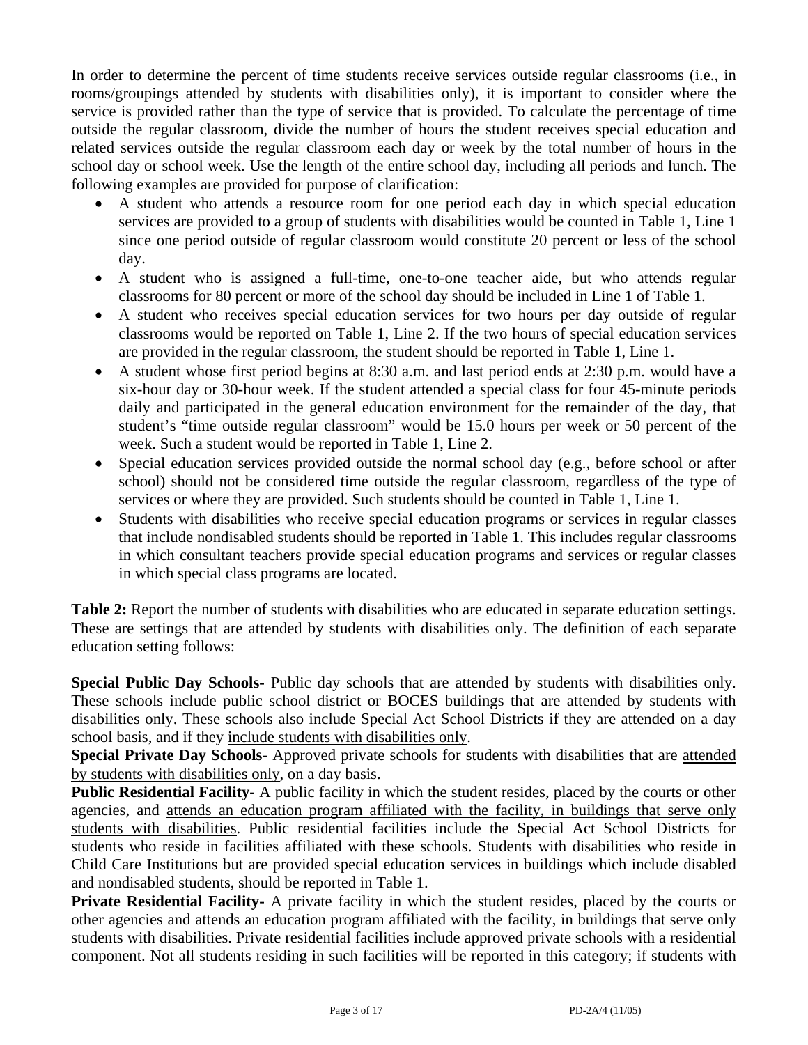In order to determine the percent of time students receive services outside regular classrooms (i.e., in rooms/groupings attended by students with disabilities only), it is important to consider where the service is provided rather than the type of service that is provided. To calculate the percentage of time outside the regular classroom, divide the number of hours the student receives special education and related services outside the regular classroom each day or week by the total number of hours in the school day or school week. Use the length of the entire school day, including all periods and lunch. The following examples are provided for purpose of clarification:

- A student who attends a resource room for one period each day in which special education services are provided to a group of students with disabilities would be counted in Table 1, Line 1 since one period outside of regular classroom would constitute 20 percent or less of the school day.
- A student who is assigned a full-time, one-to-one teacher aide, but who attends regular classrooms for 80 percent or more of the school day should be included in Line 1 of Table 1.
- A student who receives special education services for two hours per day outside of regular classrooms would be reported on Table 1, Line 2. If the two hours of special education services are provided in the regular classroom, the student should be reported in Table 1, Line 1.
- A student whose first period begins at 8:30 a.m. and last period ends at 2:30 p.m. would have a six-hour day or 30-hour week. If the student attended a special class for four 45-minute periods daily and participated in the general education environment for the remainder of the day, that student's "time outside regular classroom" would be 15.0 hours per week or 50 percent of the week. Such a student would be reported in Table 1, Line 2.
- Special education services provided outside the normal school day (e.g., before school or after school) should not be considered time outside the regular classroom, regardless of the type of services or where they are provided. Such students should be counted in Table 1, Line 1.
- Students with disabilities who receive special education programs or services in regular classes that include nondisabled students should be reported in Table 1. This includes regular classrooms in which consultant teachers provide special education programs and services or regular classes in which special class programs are located.

**Table 2:** Report the number of students with disabilities who are educated in separate education settings. These are settings that are attended by students with disabilities only. The definition of each separate education setting follows:

**Special Public Day Schools-** Public day schools that are attended by students with disabilities only. These schools include public school district or BOCES buildings that are attended by students with disabilities only. These schools also include Special Act School Districts if they are attended on a day school basis, and if they include students with disabilities only.

**Special Private Day Schools-** Approved private schools for students with disabilities that are attended by students with disabilities only, on a day basis.

**Public Residential Facility-** A public facility in which the student resides, placed by the courts or other agencies, and attends an education program affiliated with the facility, in buildings that serve only students with disabilities. Public residential facilities include the Special Act School Districts for students who reside in facilities affiliated with these schools. Students with disabilities who reside in Child Care Institutions but are provided special education services in buildings which include disabled and nondisabled students, should be reported in Table 1.

**Private Residential Facility-** A private facility in which the student resides, placed by the courts or other agencies and attends an education program affiliated with the facility, in buildings that serve only students with disabilities. Private residential facilities include approved private schools with a residential component. Not all students residing in such facilities will be reported in this category; if students with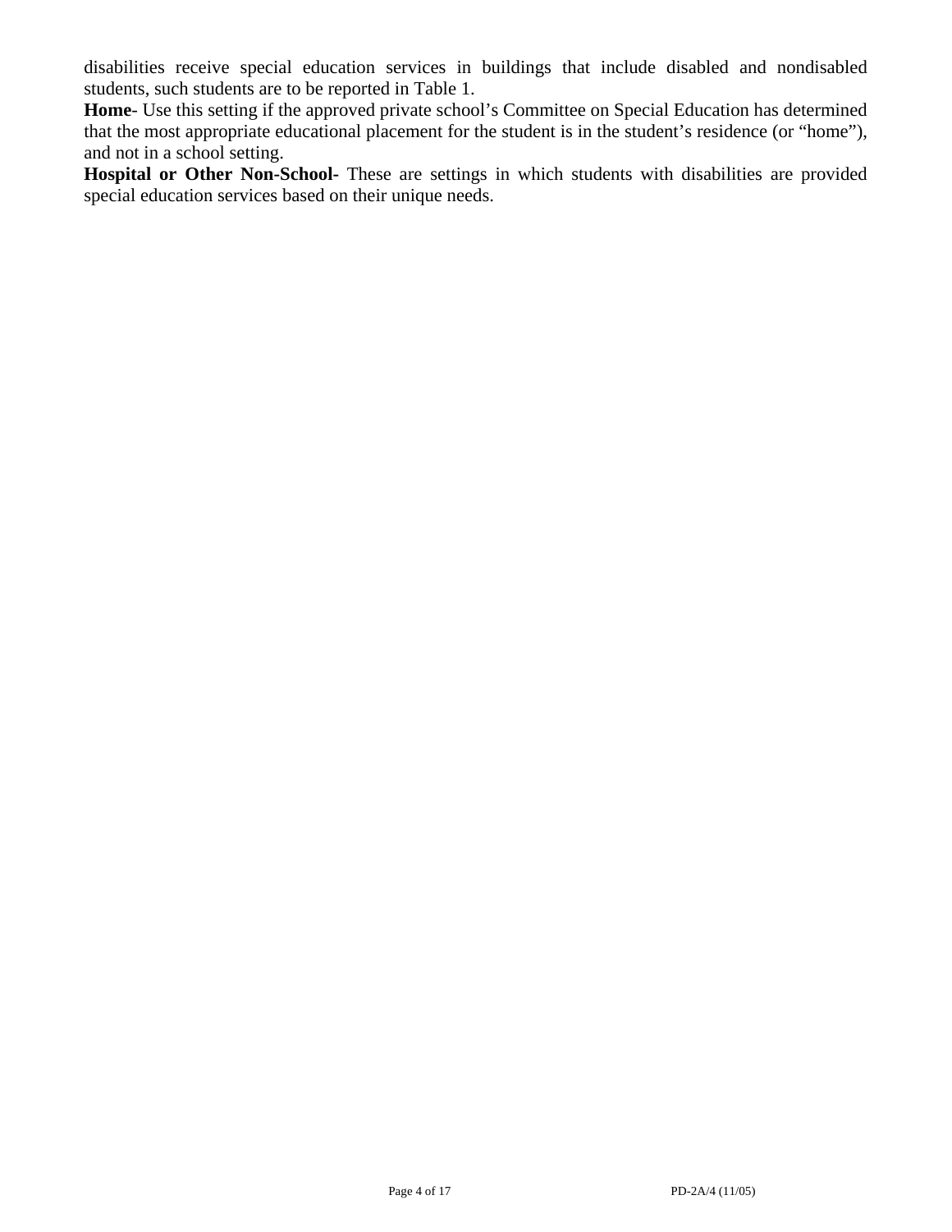disabilities receive special education services in buildings that include disabled and nondisabled students, such students are to be reported in Table 1.

**Home**- Use this setting if the approved private school's Committee on Special Education has determined that the most appropriate educational placement for the student is in the student's residence (or "home"), and not in a school setting.

**Hospital or Other Non-School-** These are settings in which students with disabilities are provided special education services based on their unique needs.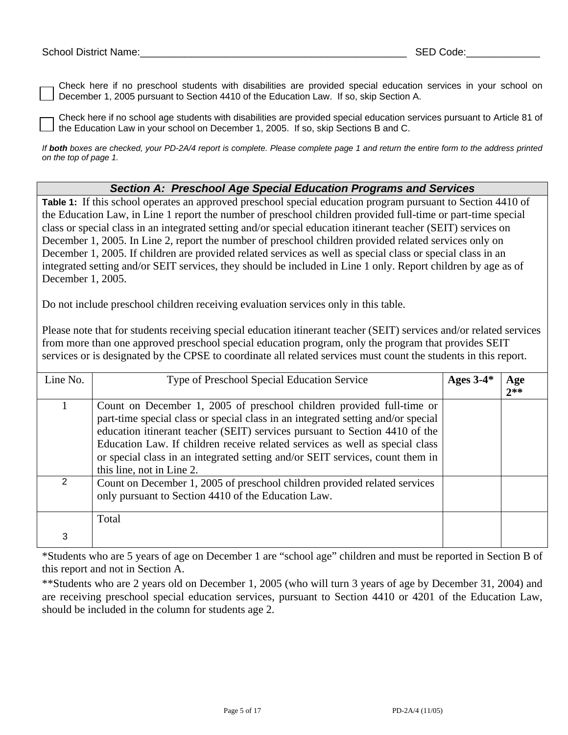School District Name:_______________________________________________ SED Code:_____________

☐ Check here if no preschool students with disabilities are provided special education services in your school on December 1, 2005 pursuant to Section 4410 of the Education Law. If so, skip Section A.

☐ Check here if no school age students with disabilities are provided special education services pursuant to Article 81 of the Education Law in your school on December 1, 2005. If so, skip Sections B and C.

*If **both** boxes are checked, your PD-2A/4 report is complete. Please complete page 1 and return the entire form to the address printed on the top of page 1.*

## *Section A: Preschool Age Special Education Programs and Services*

**Table 1:** If this school operates an approved preschool special education program pursuant to Section 4410 of the Education Law, in Line 1 report the number of preschool children provided full-time or part-time special class or special class in an integrated setting and/or special education itinerant teacher (SEIT) services on December 1, 2005. In Line 2, report the number of preschool children provided related services only on December 1, 2005. If children are provided related services as well as special class or special class in an integrated setting and/or SEIT services, they should be included in Line 1 only. Report children by age as of December 1, 2005.

Do not include preschool children receiving evaluation services only in this table.

Please note that for students receiving special education itinerant teacher (SEIT) services and/or related services from more than one approved preschool special education program, only the program that provides SEIT services or is designated by the CPSE to coordinate all related services must count the students in this report.

| Line No. | Type of Preschool Special Education Service | **Ages 3-4*** | **Age 2**** |
|---|---|---|---|
| 1 | Count on December 1, 2005 of preschool children provided full-time or part-time special class or special class in an integrated setting and/or special education itinerant teacher (SEIT) services pursuant to Section 4410 of the Education Law. If children receive related services as well as special class or special class in an integrated setting and/or SEIT services, count them in this line, not in Line 2. | | |
| 2 | Count on December 1, 2005 of preschool children provided related services only pursuant to Section 4410 of the Education Law. | | |
| 3 | Total | | |

*Students who are 5 years of age on December 1 are "school age" children and must be reported in Section B of this report and not in Section A.

**Students who are 2 years old on December 1, 2005 (who will turn 3 years of age by December 31, 2004) and are receiving preschool special education services, pursuant to Section 4410 or 4201 of the Education Law, should be included in the column for students age 2.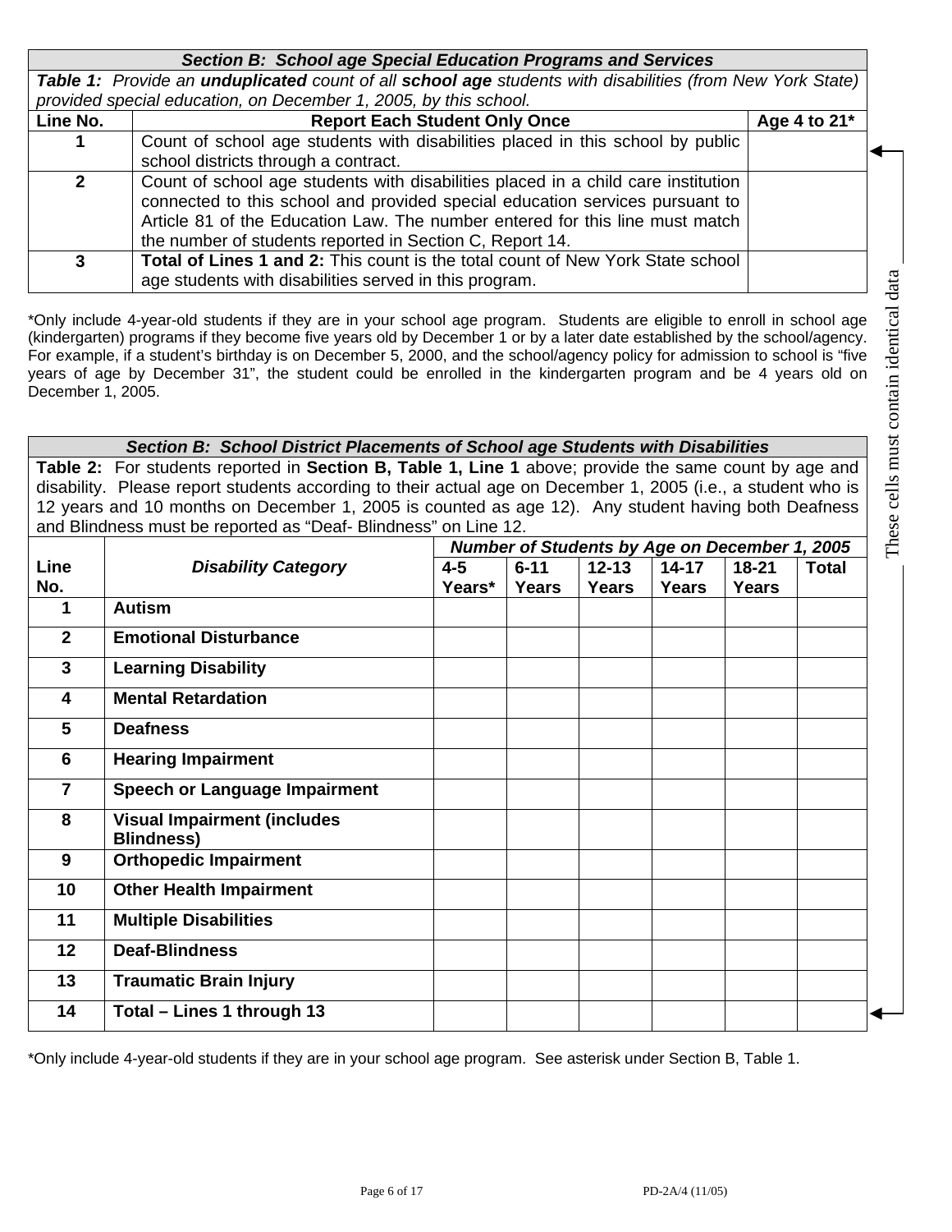| *Section B: School age Special Education Programs and Services* | | |
|---|---|---|
| ***Table 1:** Provide an **unduplicated** count of all **school age** students with disabilities (from New York State) provided special education, on December 1, 2005, by this school.* | | |
| **Line No.** | **Report Each Student Only Once** | **Age 4 to 21*** |
| **1** | Count of school age students with disabilities placed in this school by public school districts through a contract. | |
| **2** | Count of school age students with disabilities placed in a child care institution connected to this school and provided special education services pursuant to Article 81 of the Education Law. The number entered for this line must match the number of students reported in Section C, Report 14. | |
| **3** | **Total of Lines 1 and 2:** This count is the total count of New York State school age students with disabilities served in this program. | |

*Only include 4-year-old students if they are in your school age program. Students are eligible to enroll in school age (kindergarten) programs if they become five years old by December 1 or by a later date established by the school/agency. For example, if a student's birthday is on December 5, 2000, and the school/agency policy for admission to school is "five years of age by December 31", the student could be enrolled in the kindergarten program and be 4 years old on December 1, 2005.

These cells must contain identical data

| *Section B: School District Placements of School age Students with Disabilities* | | | | | | | |
|---|---|---|---|---|---|---|---|
| **Table 2:** For students reported in **Section B, Table 1, Line 1** above; provide the same count by age and disability. Please report students according to their actual age on December 1, 2005 (i.e., a student who is 12 years and 10 months on December 1, 2005 is counted as age 12). Any student having both Deafness and Blindness must be reported as "Deaf- Blindness" on Line 12. | | | | | | | |
| | | ***Number of Students by Age on December 1, 2005*** | | | | | |
| **Line No.** | ***Disability Category*** | **4-5 Years*** | **6-11 Years** | **12-13 Years** | **14-17 Years** | **18-21 Years** | **Total** |
| **1** | **Autism** | | | | | | |
| **2** | **Emotional Disturbance** | | | | | | |
| **3** | **Learning Disability** | | | | | | |
| **4** | **Mental Retardation** | | | | | | |
| **5** | **Deafness** | | | | | | |
| **6** | **Hearing Impairment** | | | | | | |
| **7** | **Speech or Language Impairment** | | | | | | |
| **8** | **Visual Impairment (includes Blindness)** | | | | | | |
| **9** | **Orthopedic Impairment** | | | | | | |
| **10** | **Other Health Impairment** | | | | | | |
| **11** | **Multiple Disabilities** | | | | | | |
| **12** | **Deaf-Blindness** | | | | | | |
| **13** | **Traumatic Brain Injury** | | | | | | |
| **14** | **Total – Lines 1 through 13** | | | | | | |

*Only include 4-year-old students if they are in your school age program. See asterisk under Section B, Table 1.

PD-2A/4 (11/05)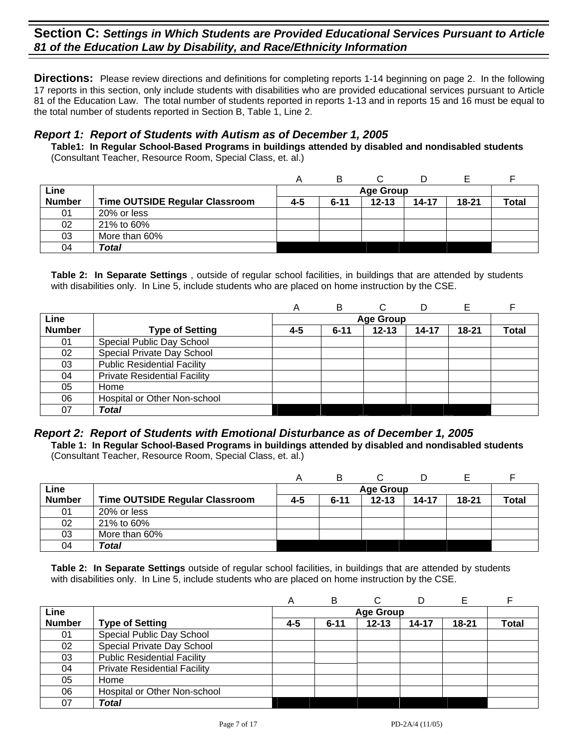## Section C: *Settings in Which Students are Provided Educational Services Pursuant to Article 81 of the Education Law by Disability, and Race/Ethnicity Information*

**Directions:** Please review directions and definitions for completing reports 1-14 beginning on page 2. In the following 17 reports in this section, only include students with disabilities who are provided educational services pursuant to Article 81 of the Education Law. The total number of students reported in reports 1-13 and in reports 15 and 16 must be equal to the total number of students reported in Section B, Table 1, Line 2.

### *Report 1: Report of Students with Autism as of December 1, 2005*

**Table1: In Regular School-Based Programs in buildings attended by disabled and nondisabled students** (Consultant Teacher, Resource Room, Special Class, et. al.)

| | | A | B | C | D | E | F |
|---|---|---|---|---|---|---|---|
| **Line** | | **Age Group** | | | | | |
| **Number** | **Time OUTSIDE Regular Classroom** | **4-5** | **6-11** | **12-13** | **14-17** | **18-21** | **Total** |
| 01 | 20% or less | | | | | | |
| 02 | 21% to 60% | | | | | | |
| 03 | More than 60% | | | | | | |
| 04 | ***Total*** | | | | | | |

**Table 2: In Separate Settings** , outside of regular school facilities, in buildings that are attended by students with disabilities only. In Line 5, include students who are placed on home instruction by the CSE.

| | | A | B | C | D | E | F |
|---|---|---|---|---|---|---|---|
| **Line** | | **Age Group** | | | | | |
| **Number** | **Type of Setting** | **4-5** | **6-11** | **12-13** | **14-17** | **18-21** | **Total** |
| 01 | Special Public Day School | | | | | | |
| 02 | Special Private Day School | | | | | | |
| 03 | Public Residential Facility | | | | | | |
| 04 | Private Residential Facility | | | | | | |
| 05 | Home | | | | | | |
| 06 | Hospital or Other Non-school | | | | | | |
| 07 | ***Total*** | | | | | | |

### *Report 2: Report of Students with Emotional Disturbance as of December 1, 2005*

**Table 1: In Regular School-Based Programs in buildings attended by disabled and nondisabled students** (Consultant Teacher, Resource Room, Special Class, et. al.)

| | | A | B | C | D | E | F |
|---|---|---|---|---|---|---|---|
| **Line** | | **Age Group** | | | | | |
| **Number** | **Time OUTSIDE Regular Classroom** | **4-5** | **6-11** | **12-13** | **14-17** | **18-21** | **Total** |
| 01 | 20% or less | | | | | | |
| 02 | 21% to 60% | | | | | | |
| 03 | More than 60% | | | | | | |
| 04 | ***Total*** | | | | | | |

**Table 2: In Separate Settings** outside of regular school facilities, in buildings that are attended by students with disabilities only. In Line 5, include students who are placed on home instruction by the CSE.

| | | A | B | C | D | E | F |
|---|---|---|---|---|---|---|---|
| **Line** | | **Age Group** | | | | | |
| **Number** | **Type of Setting** | **4-5** | **6-11** | **12-13** | **14-17** | **18-21** | **Total** |
| 01 | Special Public Day School | | | | | | |
| 02 | Special Private Day School | | | | | | |
| 03 | Public Residential Facility | | | | | | |
| 04 | Private Residential Facility | | | | | | |
| 05 | Home | | | | | | |
| 06 | Hospital or Other Non-school | | | | | | |
| 07 | ***Total*** | | | | | | |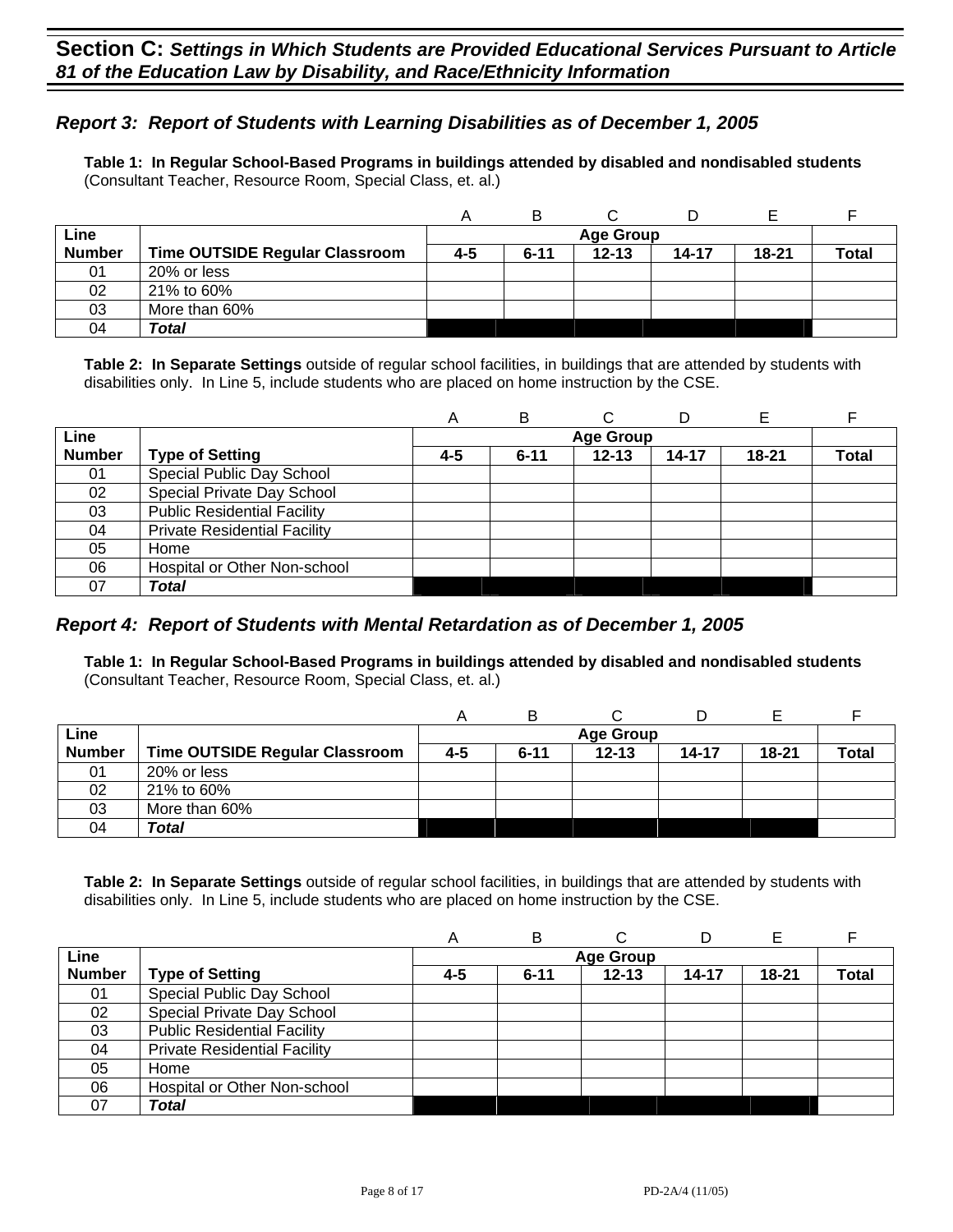## Section C: *Settings in Which Students are Provided Educational Services Pursuant to Article 81 of the Education Law by Disability, and Race/Ethnicity Information*

### *Report 3: Report of Students with Learning Disabilities as of December 1, 2005*

**Table 1: In Regular School-Based Programs in buildings attended by disabled and nondisabled students** (Consultant Teacher, Resource Room, Special Class, et. al.)

| | | A | B | C | D | E | F |
|---|---|---|---|---|---|---|---|
| **Line** | | **Age Group** | | | | | |
| **Number** | **Time OUTSIDE Regular Classroom** | **4-5** | **6-11** | **12-13** | **14-17** | **18-21** | **Total** |
| 01 | 20% or less | | | | | | |
| 02 | 21% to 60% | | | | | | |
| 03 | More than 60% | | | | | | |
| 04 | ***Total*** | | | | | | |

**Table 2: In Separate Settings** outside of regular school facilities, in buildings that are attended by students with disabilities only. In Line 5, include students who are placed on home instruction by the CSE.

| | | A | B | C | D | E | F |
|---|---|---|---|---|---|---|---|
| **Line** | | **Age Group** | | | | | |
| **Number** | **Type of Setting** | **4-5** | **6-11** | **12-13** | **14-17** | **18-21** | **Total** |
| 01 | Special Public Day School | | | | | | |
| 02 | Special Private Day School | | | | | | |
| 03 | Public Residential Facility | | | | | | |
| 04 | Private Residential Facility | | | | | | |
| 05 | Home | | | | | | |
| 06 | Hospital or Other Non-school | | | | | | |
| 07 | ***Total*** | | | | | | |

### *Report 4: Report of Students with Mental Retardation as of December 1, 2005*

**Table 1: In Regular School-Based Programs in buildings attended by disabled and nondisabled students** (Consultant Teacher, Resource Room, Special Class, et. al.)

| | | A | B | C | D | E | F |
|---|---|---|---|---|---|---|---|
| **Line** | | **Age Group** | | | | | |
| **Number** | **Time OUTSIDE Regular Classroom** | **4-5** | **6-11** | **12-13** | **14-17** | **18-21** | **Total** |
| 01 | 20% or less | | | | | | |
| 02 | 21% to 60% | | | | | | |
| 03 | More than 60% | | | | | | |
| 04 | ***Total*** | | | | | | |

**Table 2: In Separate Settings** outside of regular school facilities, in buildings that are attended by students with disabilities only. In Line 5, include students who are placed on home instruction by the CSE.

| | | A | B | C | D | E | F |
|---|---|---|---|---|---|---|---|
| **Line** | | **Age Group** | | | | | |
| **Number** | **Type of Setting** | **4-5** | **6-11** | **12-13** | **14-17** | **18-21** | **Total** |
| 01 | Special Public Day School | | | | | | |
| 02 | Special Private Day School | | | | | | |
| 03 | Public Residential Facility | | | | | | |
| 04 | Private Residential Facility | | | | | | |
| 05 | Home | | | | | | |
| 06 | Hospital or Other Non-school | | | | | | |
| 07 | ***Total*** | | | | | | |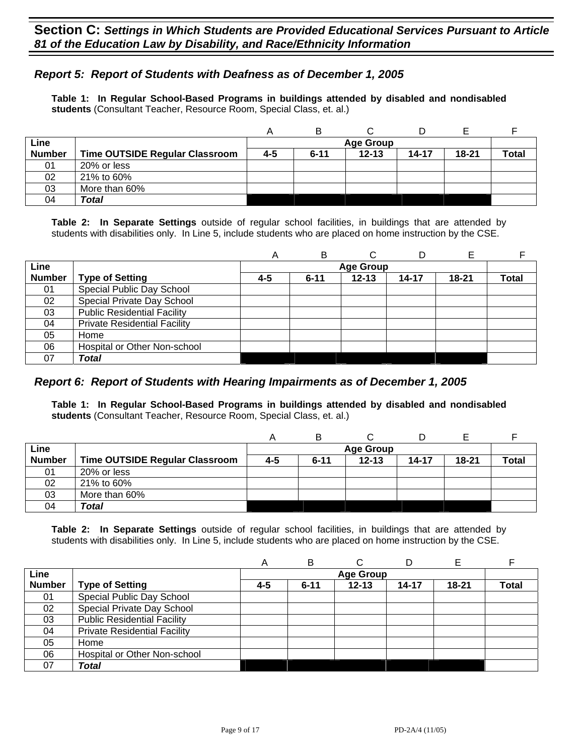# Section C: *Settings in Which Students are Provided Educational Services Pursuant to Article 81 of the Education Law by Disability, and Race/Ethnicity Information*

## *Report 5: Report of Students with Deafness as of December 1, 2005*

**Table 1: In Regular School-Based Programs in buildings attended by disabled and nondisabled students** (Consultant Teacher, Resource Room, Special Class, et. al.)

| | | A | B | C | D | E | F |
|---|---|---|---|---|---|---|---|
| **Line** | | **Age Group** | | | | | |
| **Number** | **Time OUTSIDE Regular Classroom** | **4-5** | **6-11** | **12-13** | **14-17** | **18-21** | **Total** |
| 01 | 20% or less | | | | | | |
| 02 | 21% to 60% | | | | | | |
| 03 | More than 60% | | | | | | |
| 04 | ***Total*** | | | | | | |

**Table 2: In Separate Settings** outside of regular school facilities, in buildings that are attended by students with disabilities only. In Line 5, include students who are placed on home instruction by the CSE.

| | | A | B | C | D | E | F |
|---|---|---|---|---|---|---|---|
| **Line** | | **Age Group** | | | | | |
| **Number** | **Type of Setting** | **4-5** | **6-11** | **12-13** | **14-17** | **18-21** | **Total** |
| 01 | Special Public Day School | | | | | | |
| 02 | Special Private Day School | | | | | | |
| 03 | Public Residential Facility | | | | | | |
| 04 | Private Residential Facility | | | | | | |
| 05 | Home | | | | | | |
| 06 | Hospital or Other Non-school | | | | | | |
| 07 | ***Total*** | | | | | | |

## *Report 6: Report of Students with Hearing Impairments as of December 1, 2005*

**Table 1: In Regular School-Based Programs in buildings attended by disabled and nondisabled students** (Consultant Teacher, Resource Room, Special Class, et. al.)

| | | A | B | C | D | E | F |
|---|---|---|---|---|---|---|---|
| **Line** | | **Age Group** | | | | | |
| **Number** | **Time OUTSIDE Regular Classroom** | **4-5** | **6-11** | **12-13** | **14-17** | **18-21** | **Total** |
| 01 | 20% or less | | | | | | |
| 02 | 21% to 60% | | | | | | |
| 03 | More than 60% | | | | | | |
| 04 | ***Total*** | | | | | | |

**Table 2: In Separate Settings** outside of regular school facilities, in buildings that are attended by students with disabilities only. In Line 5, include students who are placed on home instruction by the CSE.

| | | A | B | C | D | E | F |
|---|---|---|---|---|---|---|---|
| **Line** | | **Age Group** | | | | | |
| **Number** | **Type of Setting** | **4-5** | **6-11** | **12-13** | **14-17** | **18-21** | **Total** |
| 01 | Special Public Day School | | | | | | |
| 02 | Special Private Day School | | | | | | |
| 03 | Public Residential Facility | | | | | | |
| 04 | Private Residential Facility | | | | | | |
| 05 | Home | | | | | | |
| 06 | Hospital or Other Non-school | | | | | | |
| 07 | ***Total*** | | | | | | |

PD-2A/4 (11/05)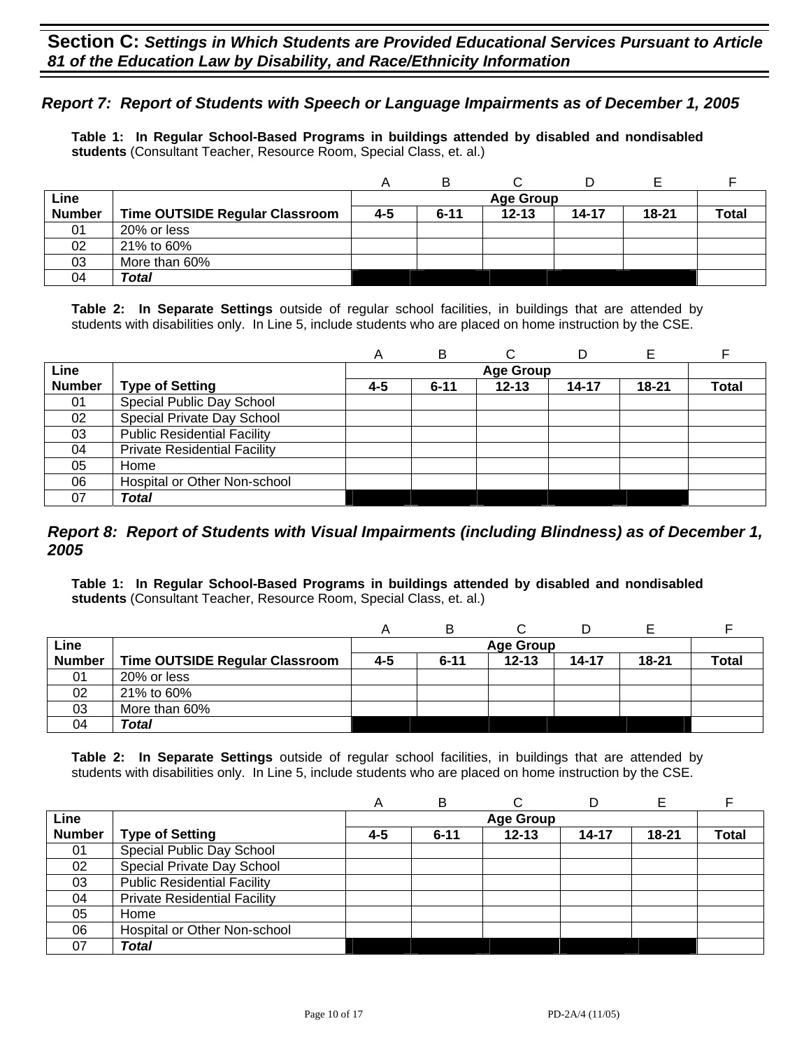## Section C: *Settings in Which Students are Provided Educational Services Pursuant to Article 81 of the Education Law by Disability, and Race/Ethnicity Information*

### *Report 7: Report of Students with Speech or Language Impairments as of December 1, 2005*

**Table 1: In Regular School-Based Programs in buildings attended by disabled and nondisabled students** (Consultant Teacher, Resource Room, Special Class, et. al.)

| | | A | B | C | D | E | F |
|---|---|---|---|---|---|---|---|
| **Line** | | **Age Group** | | | | | |
| **Number** | **Time OUTSIDE Regular Classroom** | **4-5** | **6-11** | **12-13** | **14-17** | **18-21** | **Total** |
| 01 | 20% or less | | | | | | |
| 02 | 21% to 60% | | | | | | |
| 03 | More than 60% | | | | | | |
| 04 | ***Total*** | | | | | | |

**Table 2: In Separate Settings** outside of regular school facilities, in buildings that are attended by students with disabilities only. In Line 5, include students who are placed on home instruction by the CSE.

| | | A | B | C | D | E | F |
|---|---|---|---|---|---|---|---|
| **Line** | | **Age Group** | | | | | |
| **Number** | **Type of Setting** | **4-5** | **6-11** | **12-13** | **14-17** | **18-21** | **Total** |
| 01 | Special Public Day School | | | | | | |
| 02 | Special Private Day School | | | | | | |
| 03 | Public Residential Facility | | | | | | |
| 04 | Private Residential Facility | | | | | | |
| 05 | Home | | | | | | |
| 06 | Hospital or Other Non-school | | | | | | |
| 07 | ***Total*** | | | | | | |

### *Report 8: Report of Students with Visual Impairments (including Blindness) as of December 1, 2005*

**Table 1: In Regular School-Based Programs in buildings attended by disabled and nondisabled students** (Consultant Teacher, Resource Room, Special Class, et. al.)

| | | A | B | C | D | E | F |
|---|---|---|---|---|---|---|---|
| **Line** | | **Age Group** | | | | | |
| **Number** | **Time OUTSIDE Regular Classroom** | **4-5** | **6-11** | **12-13** | **14-17** | **18-21** | **Total** |
| 01 | 20% or less | | | | | | |
| 02 | 21% to 60% | | | | | | |
| 03 | More than 60% | | | | | | |
| 04 | ***Total*** | | | | | | |

**Table 2: In Separate Settings** outside of regular school facilities, in buildings that are attended by students with disabilities only. In Line 5, include students who are placed on home instruction by the CSE.

| | | A | B | C | D | E | F |
|---|---|---|---|---|---|---|---|
| **Line** | | **Age Group** | | | | | |
| **Number** | **Type of Setting** | **4-5** | **6-11** | **12-13** | **14-17** | **18-21** | **Total** |
| 01 | Special Public Day School | | | | | | |
| 02 | Special Private Day School | | | | | | |
| 03 | Public Residential Facility | | | | | | |
| 04 | Private Residential Facility | | | | | | |
| 05 | Home | | | | | | |
| 06 | Hospital or Other Non-school | | | | | | |
| 07 | ***Total*** | | | | | | |

PD-2A/4 (11/05)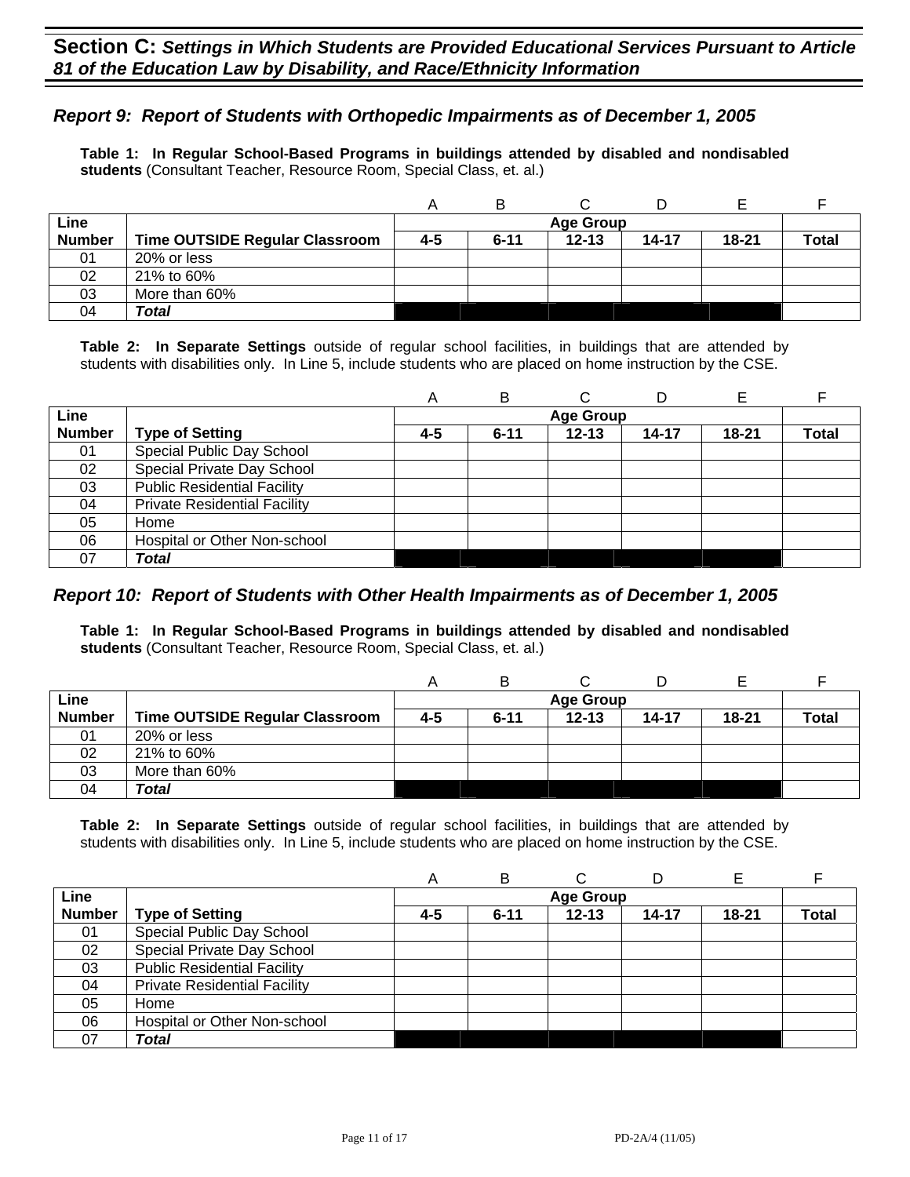# Section C: *Settings in Which Students are Provided Educational Services Pursuant to Article 81 of the Education Law by Disability, and Race/Ethnicity Information*

## *Report 9: Report of Students with Orthopedic Impairments as of December 1, 2005*

**Table 1: In Regular School-Based Programs in buildings attended by disabled and nondisabled students** (Consultant Teacher, Resource Room, Special Class, et. al.)

| | | A | B | C | D | E | F |
|---|---|---|---|---|---|---|---|
| **Line** | | **Age Group** | | | | | |
| **Number** | **Time OUTSIDE Regular Classroom** | **4-5** | **6-11** | **12-13** | **14-17** | **18-21** | **Total** |
| 01 | 20% or less | | | | | | |
| 02 | 21% to 60% | | | | | | |
| 03 | More than 60% | | | | | | |
| 04 | ***Total*** | | | | | | |

**Table 2: In Separate Settings** outside of regular school facilities, in buildings that are attended by students with disabilities only. In Line 5, include students who are placed on home instruction by the CSE.

| | | A | B | C | D | E | F |
|---|---|---|---|---|---|---|---|
| **Line** | | **Age Group** | | | | | |
| **Number** | **Type of Setting** | **4-5** | **6-11** | **12-13** | **14-17** | **18-21** | **Total** |
| 01 | Special Public Day School | | | | | | |
| 02 | Special Private Day School | | | | | | |
| 03 | Public Residential Facility | | | | | | |
| 04 | Private Residential Facility | | | | | | |
| 05 | Home | | | | | | |
| 06 | Hospital or Other Non-school | | | | | | |
| 07 | ***Total*** | | | | | | |

## *Report 10: Report of Students with Other Health Impairments as of December 1, 2005*

**Table 1: In Regular School-Based Programs in buildings attended by disabled and nondisabled students** (Consultant Teacher, Resource Room, Special Class, et. al.)

| | | A | B | C | D | E | F |
|---|---|---|---|---|---|---|---|
| **Line** | | **Age Group** | | | | | |
| **Number** | **Time OUTSIDE Regular Classroom** | **4-5** | **6-11** | **12-13** | **14-17** | **18-21** | **Total** |
| 01 | 20% or less | | | | | | |
| 02 | 21% to 60% | | | | | | |
| 03 | More than 60% | | | | | | |
| 04 | ***Total*** | | | | | | |

**Table 2: In Separate Settings** outside of regular school facilities, in buildings that are attended by students with disabilities only. In Line 5, include students who are placed on home instruction by the CSE.

| | | A | B | C | D | E | F |
|---|---|---|---|---|---|---|---|
| **Line** | | **Age Group** | | | | | |
| **Number** | **Type of Setting** | **4-5** | **6-11** | **12-13** | **14-17** | **18-21** | **Total** |
| 01 | Special Public Day School | | | | | | |
| 02 | Special Private Day School | | | | | | |
| 03 | Public Residential Facility | | | | | | |
| 04 | Private Residential Facility | | | | | | |
| 05 | Home | | | | | | |
| 06 | Hospital or Other Non-school | | | | | | |
| 07 | ***Total*** | | | | | | |

PD-2A/4 (11/05)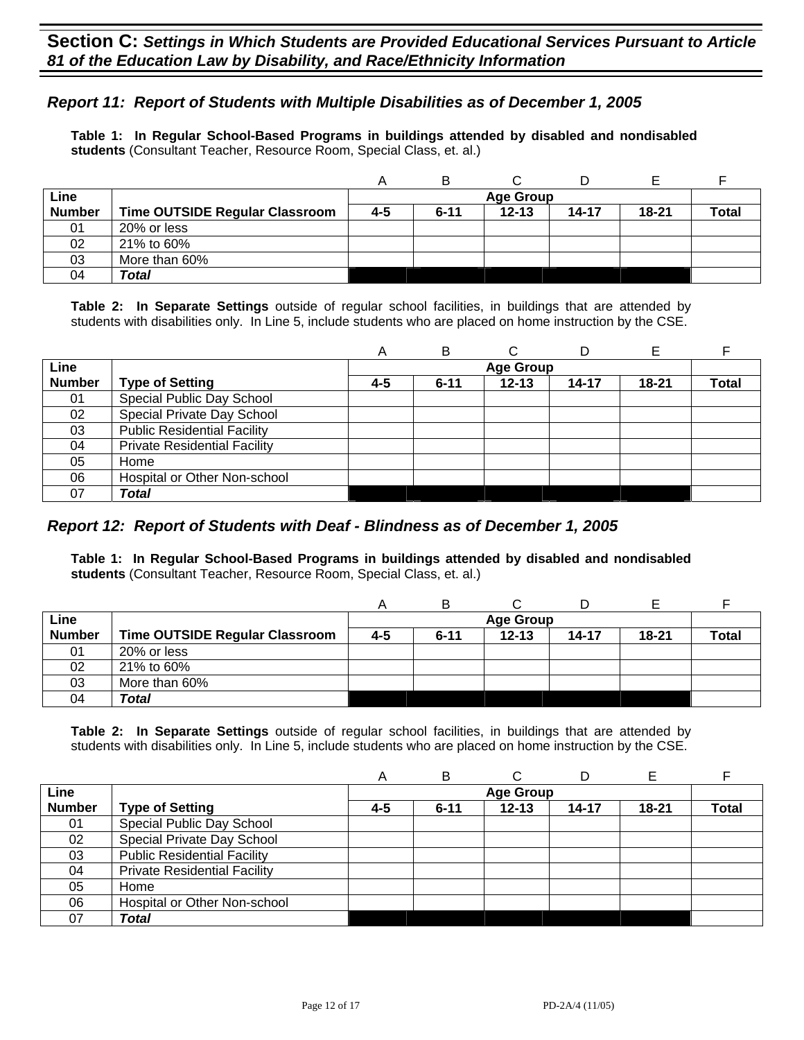## Section C: *Settings in Which Students are Provided Educational Services Pursuant to Article 81 of the Education Law by Disability, and Race/Ethnicity Information*

### *Report 11: Report of Students with Multiple Disabilities as of December 1, 2005*

**Table 1: In Regular School-Based Programs in buildings attended by disabled and nondisabled students** (Consultant Teacher, Resource Room, Special Class, et. al.)

| | | A | B | C | D | E | F |
|---|---|---|---|---|---|---|---|
| **Line** | | **Age Group** | | | | | |
| **Number** | **Time OUTSIDE Regular Classroom** | **4-5** | **6-11** | **12-13** | **14-17** | **18-21** | **Total** |
| 01 | 20% or less | | | | | | |
| 02 | 21% to 60% | | | | | | |
| 03 | More than 60% | | | | | | |
| 04 | ***Total*** | | | | | | |

**Table 2: In Separate Settings** outside of regular school facilities, in buildings that are attended by students with disabilities only. In Line 5, include students who are placed on home instruction by the CSE.

| | | A | B | C | D | E | F |
|---|---|---|---|---|---|---|---|
| **Line** | | **Age Group** | | | | | |
| **Number** | **Type of Setting** | **4-5** | **6-11** | **12-13** | **14-17** | **18-21** | **Total** |
| 01 | Special Public Day School | | | | | | |
| 02 | Special Private Day School | | | | | | |
| 03 | Public Residential Facility | | | | | | |
| 04 | Private Residential Facility | | | | | | |
| 05 | Home | | | | | | |
| 06 | Hospital or Other Non-school | | | | | | |
| 07 | ***Total*** | | | | | | |

### *Report 12: Report of Students with Deaf - Blindness as of December 1, 2005*

**Table 1: In Regular School-Based Programs in buildings attended by disabled and nondisabled students** (Consultant Teacher, Resource Room, Special Class, et. al.)

| | | A | B | C | D | E | F |
|---|---|---|---|---|---|---|---|
| **Line** | | **Age Group** | | | | | |
| **Number** | **Time OUTSIDE Regular Classroom** | **4-5** | **6-11** | **12-13** | **14-17** | **18-21** | **Total** |
| 01 | 20% or less | | | | | | |
| 02 | 21% to 60% | | | | | | |
| 03 | More than 60% | | | | | | |
| 04 | ***Total*** | | | | | | |

**Table 2: In Separate Settings** outside of regular school facilities, in buildings that are attended by students with disabilities only. In Line 5, include students who are placed on home instruction by the CSE.

| | | A | B | C | D | E | F |
|---|---|---|---|---|---|---|---|
| **Line** | | **Age Group** | | | | | |
| **Number** | **Type of Setting** | **4-5** | **6-11** | **12-13** | **14-17** | **18-21** | **Total** |
| 01 | Special Public Day School | | | | | | |
| 02 | Special Private Day School | | | | | | |
| 03 | Public Residential Facility | | | | | | |
| 04 | Private Residential Facility | | | | | | |
| 05 | Home | | | | | | |
| 06 | Hospital or Other Non-school | | | | | | |
| 07 | ***Total*** | | | | | | |

PD-2A/4 (11/05)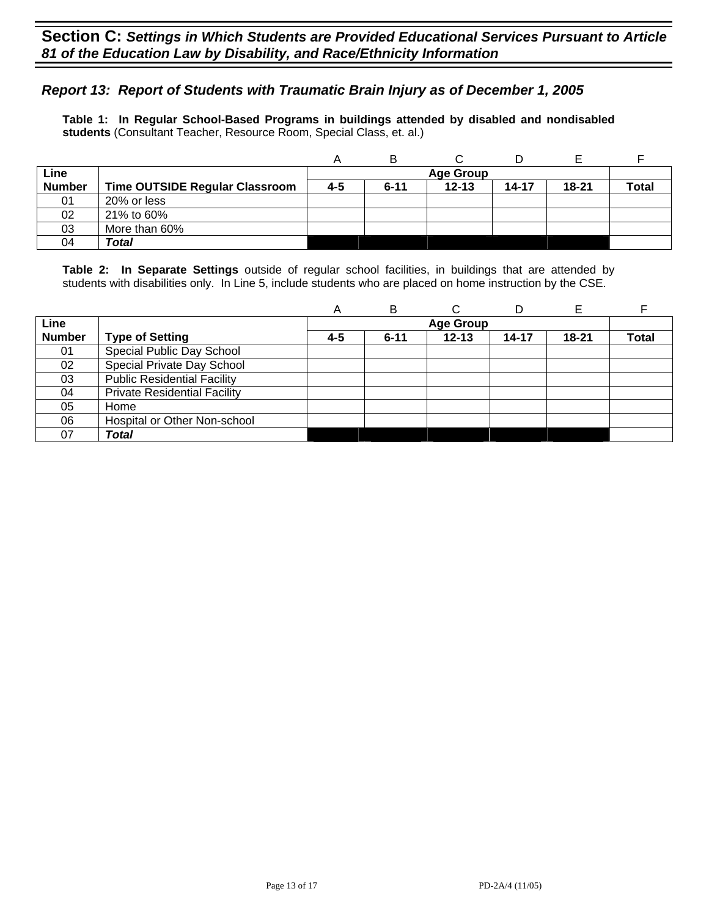## Section C: *Settings in Which Students are Provided Educational Services Pursuant to Article 81 of the Education Law by Disability, and Race/Ethnicity Information*

### *Report 13: Report of Students with Traumatic Brain Injury as of December 1, 2005*

**Table 1: In Regular School-Based Programs in buildings attended by disabled and nondisabled students** (Consultant Teacher, Resource Room, Special Class, et. al.)

| | | A | B | C | D | E | F |
|---|---|---|---|---|---|---|---|
| **Line Number** | **Time OUTSIDE Regular Classroom** | **Age Group 4-5** | **6-11** | **12-13** | **14-17** | **18-21** | **Total** |
| 01 | 20% or less | | | | | | |
| 02 | 21% to 60% | | | | | | |
| 03 | More than 60% | | | | | | |
| 04 | ***Total*** | | | | | | |

**Table 2: In Separate Settings** outside of regular school facilities, in buildings that are attended by students with disabilities only. In Line 5, include students who are placed on home instruction by the CSE.

| | | A | B | C | D | E | F |
|---|---|---|---|---|---|---|---|
| **Line Number** | **Type of Setting** | **Age Group 4-5** | **6-11** | **12-13** | **14-17** | **18-21** | **Total** |
| 01 | Special Public Day School | | | | | | |
| 02 | Special Private Day School | | | | | | |
| 03 | Public Residential Facility | | | | | | |
| 04 | Private Residential Facility | | | | | | |
| 05 | Home | | | | | | |
| 06 | Hospital or Other Non-school | | | | | | |
| 07 | ***Total*** | | | | | | |

PD-2A/4 (11/05)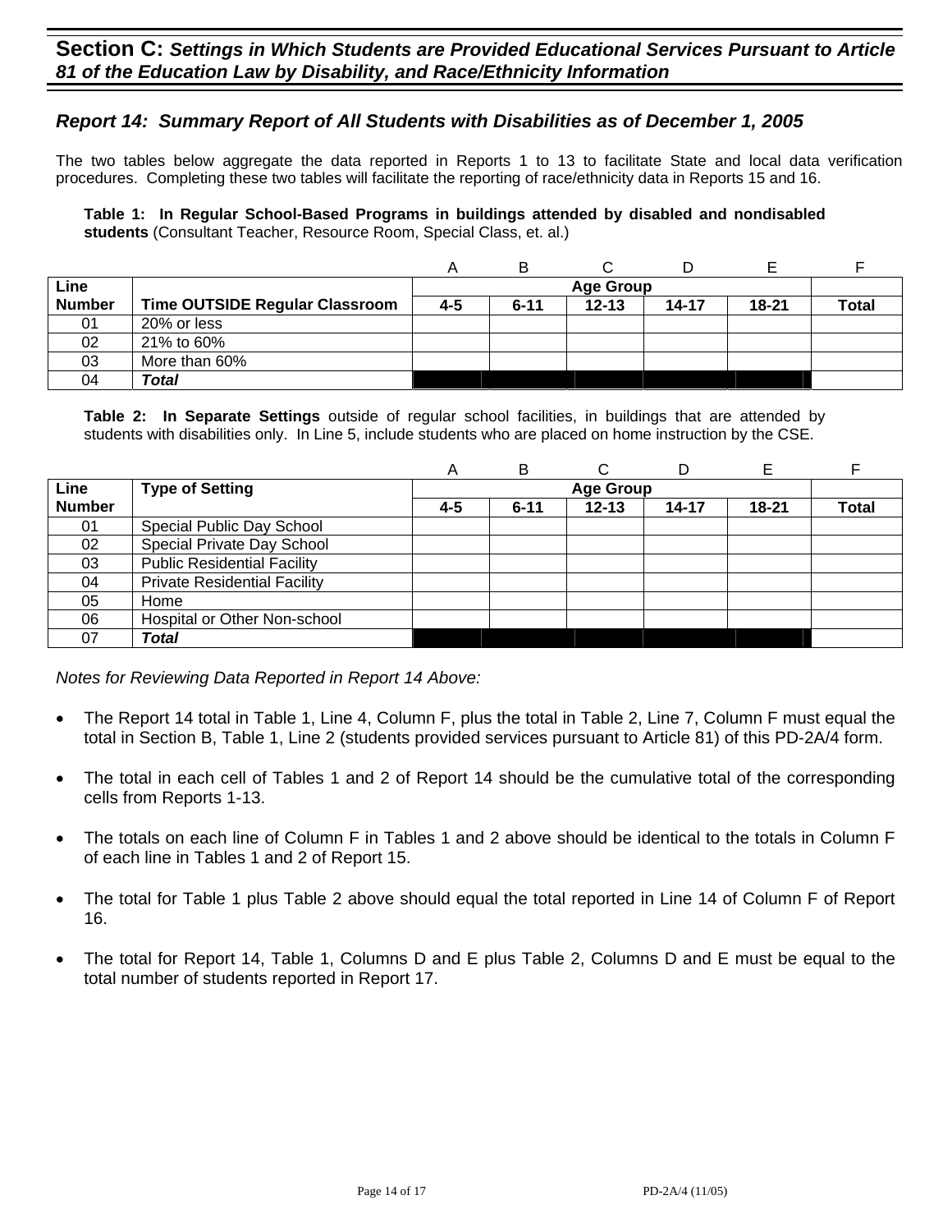## Section C: *Settings in Which Students are Provided Educational Services Pursuant to Article 81 of the Education Law by Disability, and Race/Ethnicity Information*

### *Report 14: Summary Report of All Students with Disabilities as of December 1, 2005*

The two tables below aggregate the data reported in Reports 1 to 13 to facilitate State and local data verification procedures. Completing these two tables will facilitate the reporting of race/ethnicity data in Reports 15 and 16.

**Table 1: In Regular School-Based Programs in buildings attended by disabled and nondisabled students** (Consultant Teacher, Resource Room, Special Class, et. al.)

| | | A | B | C | D | E | F |
|---|---|---|---|---|---|---|---|
| **Line Number** | **Time OUTSIDE Regular Classroom** | **Age Group** | | | | | |
| | | **4-5** | **6-11** | **12-13** | **14-17** | **18-21** | **Total** |
| 01 | 20% or less | | | | | | |
| 02 | 21% to 60% | | | | | | |
| 03 | More than 60% | | | | | | |
| 04 | ***Total*** | | | | | | |

**Table 2: In Separate Settings** outside of regular school facilities, in buildings that are attended by students with disabilities only. In Line 5, include students who are placed on home instruction by the CSE.

| | | A | B | C | D | E | F |
|---|---|---|---|---|---|---|---|
| **Line Number** | **Type of Setting** | **Age Group** | | | | | |
| | | **4-5** | **6-11** | **12-13** | **14-17** | **18-21** | **Total** |
| 01 | Special Public Day School | | | | | | |
| 02 | Special Private Day School | | | | | | |
| 03 | Public Residential Facility | | | | | | |
| 04 | Private Residential Facility | | | | | | |
| 05 | Home | | | | | | |
| 06 | Hospital or Other Non-school | | | | | | |
| 07 | ***Total*** | | | | | | |

*Notes for Reviewing Data Reported in Report 14 Above:*

- The Report 14 total in Table 1, Line 4, Column F, plus the total in Table 2, Line 7, Column F must equal the total in Section B, Table 1, Line 2 (students provided services pursuant to Article 81) of this PD-2A/4 form.
- The total in each cell of Tables 1 and 2 of Report 14 should be the cumulative total of the corresponding cells from Reports 1-13.
- The totals on each line of Column F in Tables 1 and 2 above should be identical to the totals in Column F of each line in Tables 1 and 2 of Report 15.
- The total for Table 1 plus Table 2 above should equal the total reported in Line 14 of Column F of Report 16.
- The total for Report 14, Table 1, Columns D and E plus Table 2, Columns D and E must be equal to the total number of students reported in Report 17.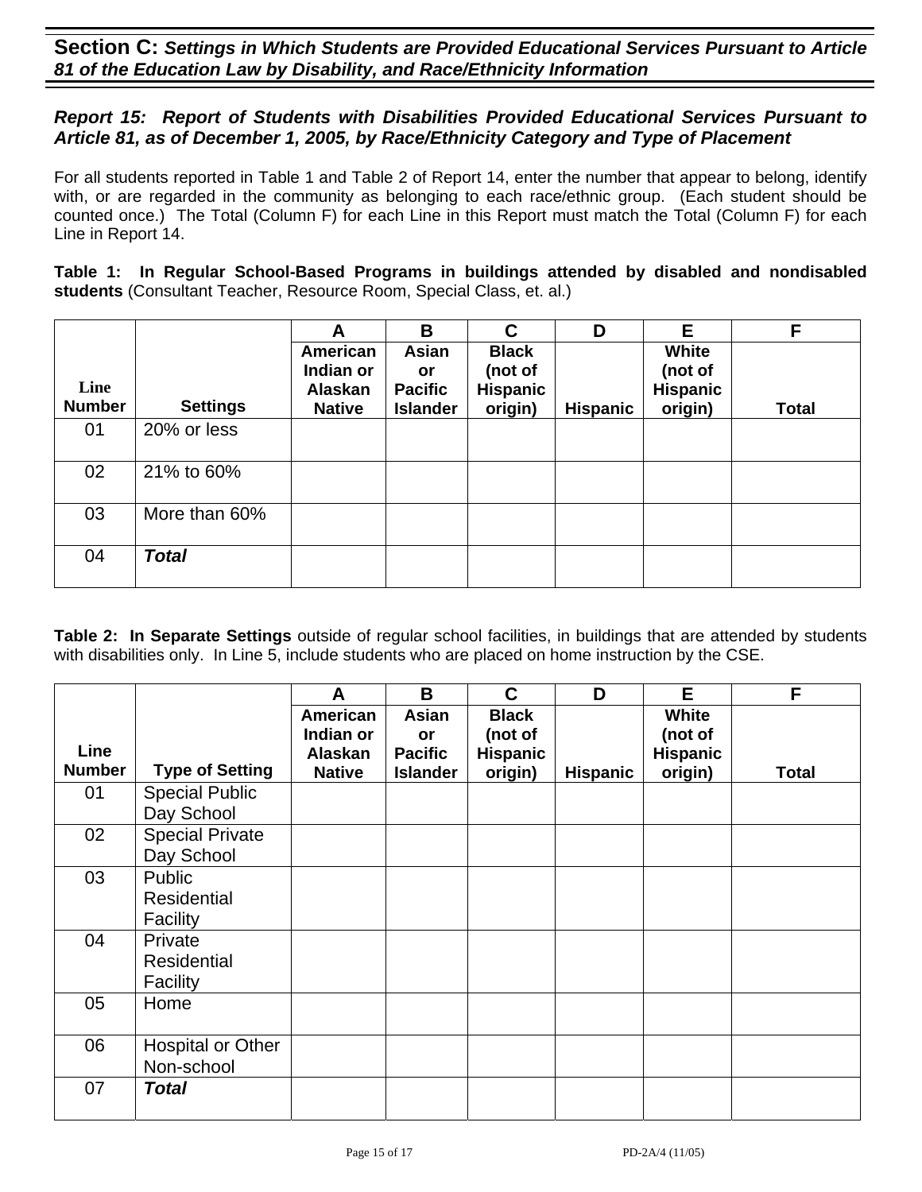## Section C: *Settings in Which Students are Provided Educational Services Pursuant to Article 81 of the Education Law by Disability, and Race/Ethnicity Information*

### *Report 15: Report of Students with Disabilities Provided Educational Services Pursuant to Article 81, as of December 1, 2005, by Race/Ethnicity Category and Type of Placement*

For all students reported in Table 1 and Table 2 of Report 14, enter the number that appear to belong, identify with, or are regarded in the community as belonging to each race/ethnic group. (Each student should be counted once.) The Total (Column F) for each Line in this Report must match the Total (Column F) for each Line in Report 14.

**Table 1: In Regular School-Based Programs in buildings attended by disabled and nondisabled students** (Consultant Teacher, Resource Room, Special Class, et. al.)

| | | A | B | C | D | E | F |
|---|---|---|---|---|---|---|---|
| **Line Number** | **Settings** | **American Indian or Alaskan Native** | **Asian or Pacific Islander** | **Black (not of Hispanic origin)** | **Hispanic** | **White (not of Hispanic origin)** | **Total** |
| 01 | 20% or less | | | | | | |
| 02 | 21% to 60% | | | | | | |
| 03 | More than 60% | | | | | | |
| 04 | ***Total*** | | | | | | |

**Table 2: In Separate Settings** outside of regular school facilities, in buildings that are attended by students with disabilities only. In Line 5, include students who are placed on home instruction by the CSE.

| | | A | B | C | D | E | F |
|---|---|---|---|---|---|---|---|
| **Line Number** | **Type of Setting** | **American Indian or Alaskan Native** | **Asian or Pacific Islander** | **Black (not of Hispanic origin)** | **Hispanic** | **White (not of Hispanic origin)** | **Total** |
| 01 | Special Public Day School | | | | | | |
| 02 | Special Private Day School | | | | | | |
| 03 | Public Residential Facility | | | | | | |
| 04 | Private Residential Facility | | | | | | |
| 05 | Home | | | | | | |
| 06 | Hospital or Other Non-school | | | | | | |
| 07 | ***Total*** | | | | | | |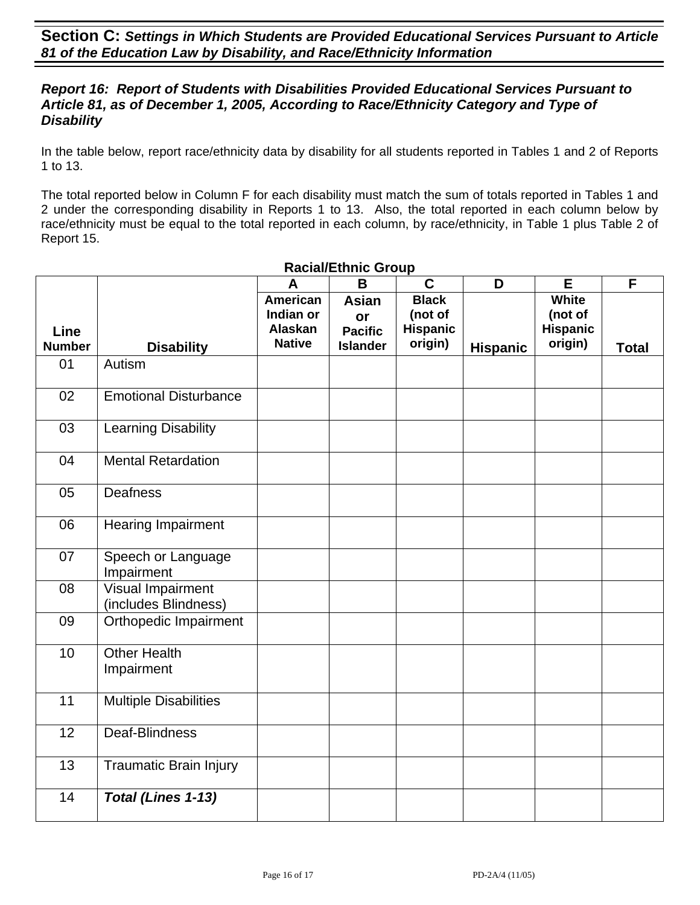## Section C: *Settings in Which Students are Provided Educational Services Pursuant to Article 81 of the Education Law by Disability, and Race/Ethnicity Information*

### *Report 16: Report of Students with Disabilities Provided Educational Services Pursuant to Article 81, as of December 1, 2005, According to Race/Ethnicity Category and Type of Disability*

In the table below, report race/ethnicity data by disability for all students reported in Tables 1 and 2 of Reports 1 to 13.

The total reported below in Column F for each disability must match the sum of totals reported in Tables 1 and 2 under the corresponding disability in Reports 1 to 13. Also, the total reported in each column below by race/ethnicity must be equal to the total reported in each column, by race/ethnicity, in Table 1 plus Table 2 of Report 15.

**Racial/Ethnic Group**

| | | A | B | C | D | E | F |
|---|---|---|---|---|---|---|---|
| **Line Number** | **Disability** | **American Indian or Alaskan Native** | **Asian or Pacific Islander** | **Black (not of Hispanic origin)** | **Hispanic** | **White (not of Hispanic origin)** | **Total** |
| 01 | Autism | | | | | | |
| 02 | Emotional Disturbance | | | | | | |
| 03 | Learning Disability | | | | | | |
| 04 | Mental Retardation | | | | | | |
| 05 | Deafness | | | | | | |
| 06 | Hearing Impairment | | | | | | |
| 07 | Speech or Language Impairment | | | | | | |
| 08 | Visual Impairment (includes Blindness) | | | | | | |
| 09 | Orthopedic Impairment | | | | | | |
| 10 | Other Health Impairment | | | | | | |
| 11 | Multiple Disabilities | | | | | | |
| 12 | Deaf-Blindness | | | | | | |
| 13 | Traumatic Brain Injury | | | | | | |
| 14 | ***Total (Lines 1-13)*** | | | | | | |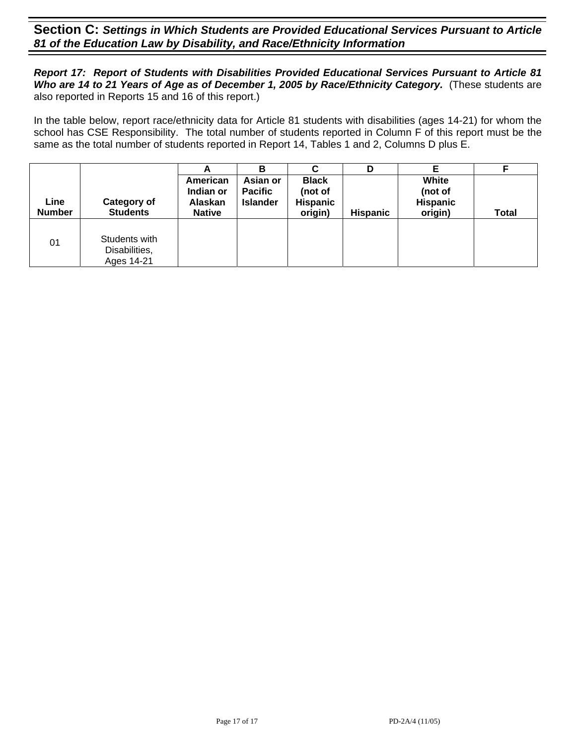## Section C: *Settings in Which Students are Provided Educational Services Pursuant to Article 81 of the Education Law by Disability, and Race/Ethnicity Information*

***Report 17: Report of Students with Disabilities Provided Educational Services Pursuant to Article 81 Who are 14 to 21 Years of Age as of December 1, 2005 by Race/Ethnicity Category.*** (These students are also reported in Reports 15 and 16 of this report.)

In the table below, report race/ethnicity data for Article 81 students with disabilities (ages 14-21) for whom the school has CSE Responsibility. The total number of students reported in Column F of this report must be the same as the total number of students reported in Report 14, Tables 1 and 2, Columns D plus E.

| | | A | B | C | D | E | F |
|---|---|---|---|---|---|---|---|
| **Line Number** | **Category of Students** | **American Indian or Alaskan Native** | **Asian or Pacific Islander** | **Black (not of Hispanic origin)** | **Hispanic** | **White (not of Hispanic origin)** | **Total** |
| 01 | Students with Disabilities, Ages 14-21 | | | | | | |

PD-2A/4 (11/05)